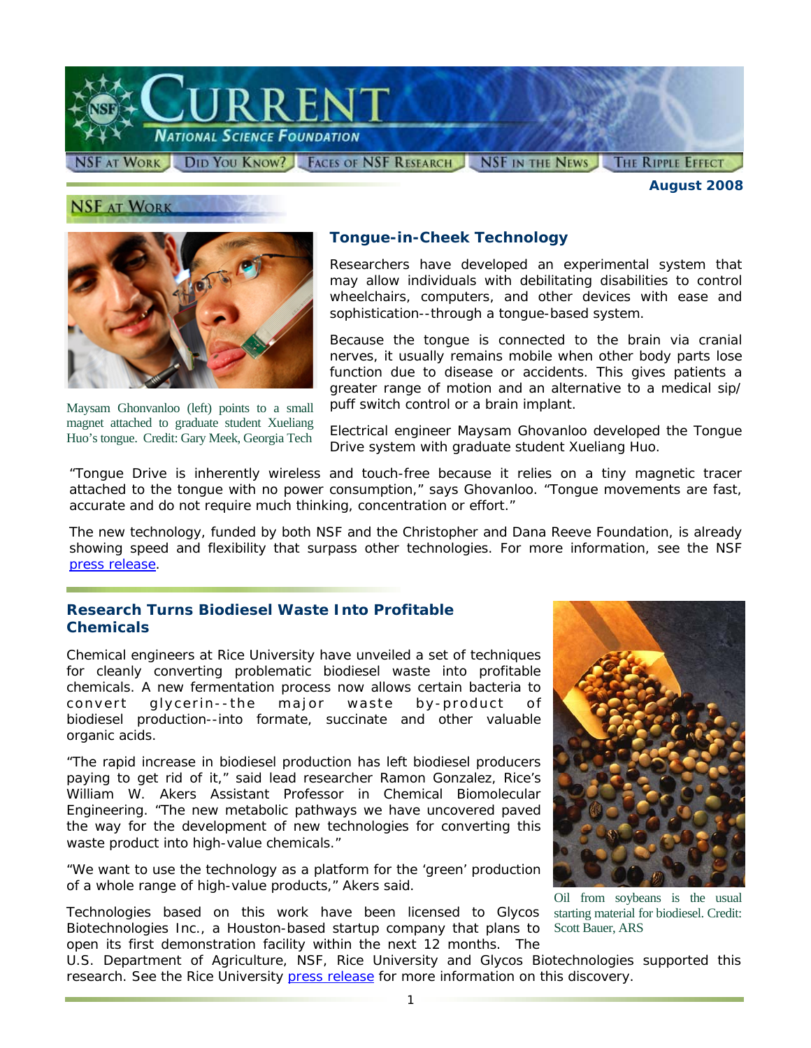# CURRENT

## National Science Foundation

NSF AT WORK | DID YOU KNOW? | FACES OF NSF RESEARCH | NSF IN THE NEWS | THE RIPPLE EFFECT

**August 2008**

## NSF AT WORK

### Tongue-in-Cheek Technology

Maysam Ghonvanloo (left) points to a small magnet attached to graduate student Xueliang Huo's tongue. Credit: Gary Meek, Georgia Tech

Researchers have developed an experimental system that may allow individuals with debilitating disabilities to control wheelchairs, computers, and other devices with ease and sophistication--through a tongue-based system.

Because the tongue is connected to the brain via cranial nerves, it usually remains mobile when other body parts lose function due to disease or accidents. This gives patients a greater range of motion and an alternative to a medical sip/puff switch control or a brain implant.

Electrical engineer Maysam Ghovanloo developed the Tongue Drive system with graduate student Xueliang Huo.

"Tongue Drive is inherently wireless and touch-free because it relies on a tiny magnetic tracer attached to the tongue with no power consumption," says Ghovanloo. "Tongue movements are fast, accurate and do not require much thinking, concentration or effort."

The new technology, funded by both NSF and the Christopher and Dana Reeve Foundation, is already showing speed and flexibility that surpass other technologies. For more information, see the NSF press release.

### Research Turns Biodiesel Waste Into Profitable Chemicals

Chemical engineers at Rice University have unveiled a set of techniques for cleanly converting problematic biodiesel waste into profitable chemicals. A new fermentation process now allows certain bacteria to convert glycerin--the major waste by-product of biodiesel production--into formate, succinate and other valuable organic acids.

"The rapid increase in biodiesel production has left biodiesel producers paying to get rid of it," said lead researcher Ramon Gonzalez, Rice's William W. Akers Assistant Professor in Chemical Biomolecular Engineering. "The new metabolic pathways we have uncovered paved the way for the development of new technologies for converting this waste product into high-value chemicals."

"We want to use the technology as a platform for the 'green' production of a whole range of high-value products," Akers said.

Oil from soybeans is the usual starting material for biodiesel. Credit: Scott Bauer, ARS

Technologies based on this work have been licensed to Glycos Biotechnologies Inc., a Houston-based startup company that plans to open its first demonstration facility within the next 12 months. The U.S. Department of Agriculture, NSF, Rice University and Glycos Biotechnologies supported this research. See the Rice University press release for more information on this discovery.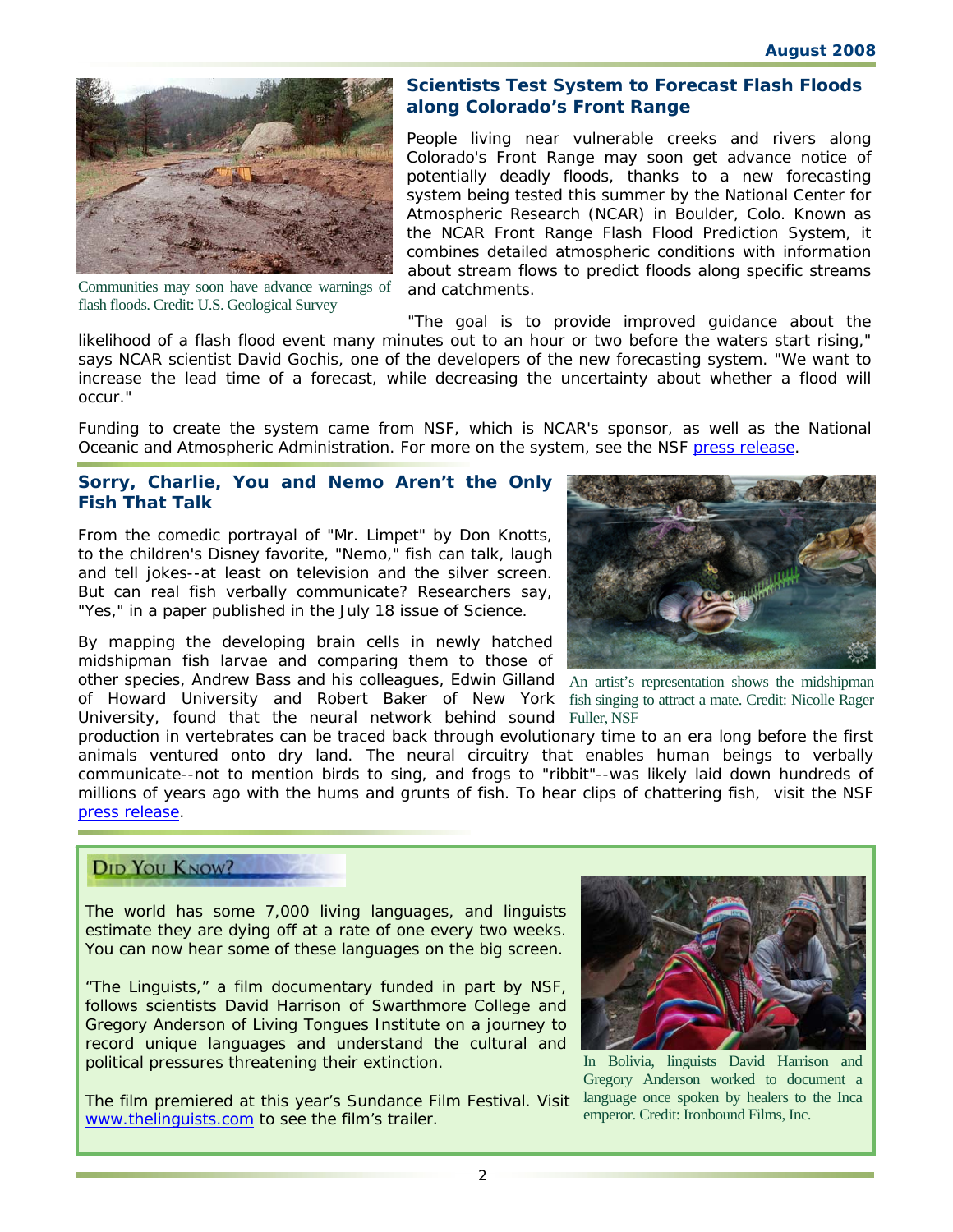## Scientists Test System to Forecast Flash Floods along Colorado's Front Range

Communities may soon have advance warnings of flash floods. Credit: U.S. Geological Survey

People living near vulnerable creeks and rivers along Colorado's Front Range may soon get advance notice of potentially deadly floods, thanks to a new forecasting system being tested this summer by the National Center for Atmospheric Research (NCAR) in Boulder, Colo. Known as the NCAR Front Range Flash Flood Prediction System, it combines detailed atmospheric conditions with information about stream flows to predict floods along specific streams and catchments.

"The goal is to provide improved guidance about the likelihood of a flash flood event many minutes out to an hour or two before the waters start rising," says NCAR scientist David Gochis, one of the developers of the new forecasting system. "We want to increase the lead time of a forecast, while decreasing the uncertainty about whether a flood will occur."

Funding to create the system came from NSF, which is NCAR's sponsor, as well as the National Oceanic and Atmospheric Administration. For more on the system, see the NSF press release.

## Sorry, Charlie, You and Nemo Aren't the Only Fish That Talk

From the comedic portrayal of "Mr. Limpet" by Don Knotts, to the children's Disney favorite, "Nemo," fish can talk, laugh and tell jokes--at least on television and the silver screen. But can real fish verbally communicate? Researchers say, "Yes," in a paper published in the July 18 issue of Science.

By mapping the developing brain cells in newly hatched midshipman fish larvae and comparing them to those of other species, Andrew Bass and his colleagues, Edwin Gilland of Howard University and Robert Baker of New York University, found that the neural network behind sound production in vertebrates can be traced back through evolutionary time to an era long before the first animals ventured onto dry land. The neural circuitry that enables human beings to verbally communicate--not to mention birds to sing, and frogs to "ribbit"--was likely laid down hundreds of millions of years ago with the hums and grunts of fish. To hear clips of chattering fish, visit the NSF press release.

An artist's representation shows the midshipman fish singing to attract a mate. Credit: Nicolle Rager Fuller, NSF

## Did You Know?

The world has some 7,000 living languages, and linguists estimate they are dying off at a rate of one every two weeks. You can now hear some of these languages on the big screen.

"The Linguists," a film documentary funded in part by NSF, follows scientists David Harrison of Swarthmore College and Gregory Anderson of Living Tongues Institute on a journey to record unique languages and understand the cultural and political pressures threatening their extinction.

The film premiered at this year's Sundance Film Festival. Visit www.thelinguists.com to see the film's trailer.

In Bolivia, linguists David Harrison and Gregory Anderson worked to document a language once spoken by healers to the Inca emperor. Credit: Ironbound Films, Inc.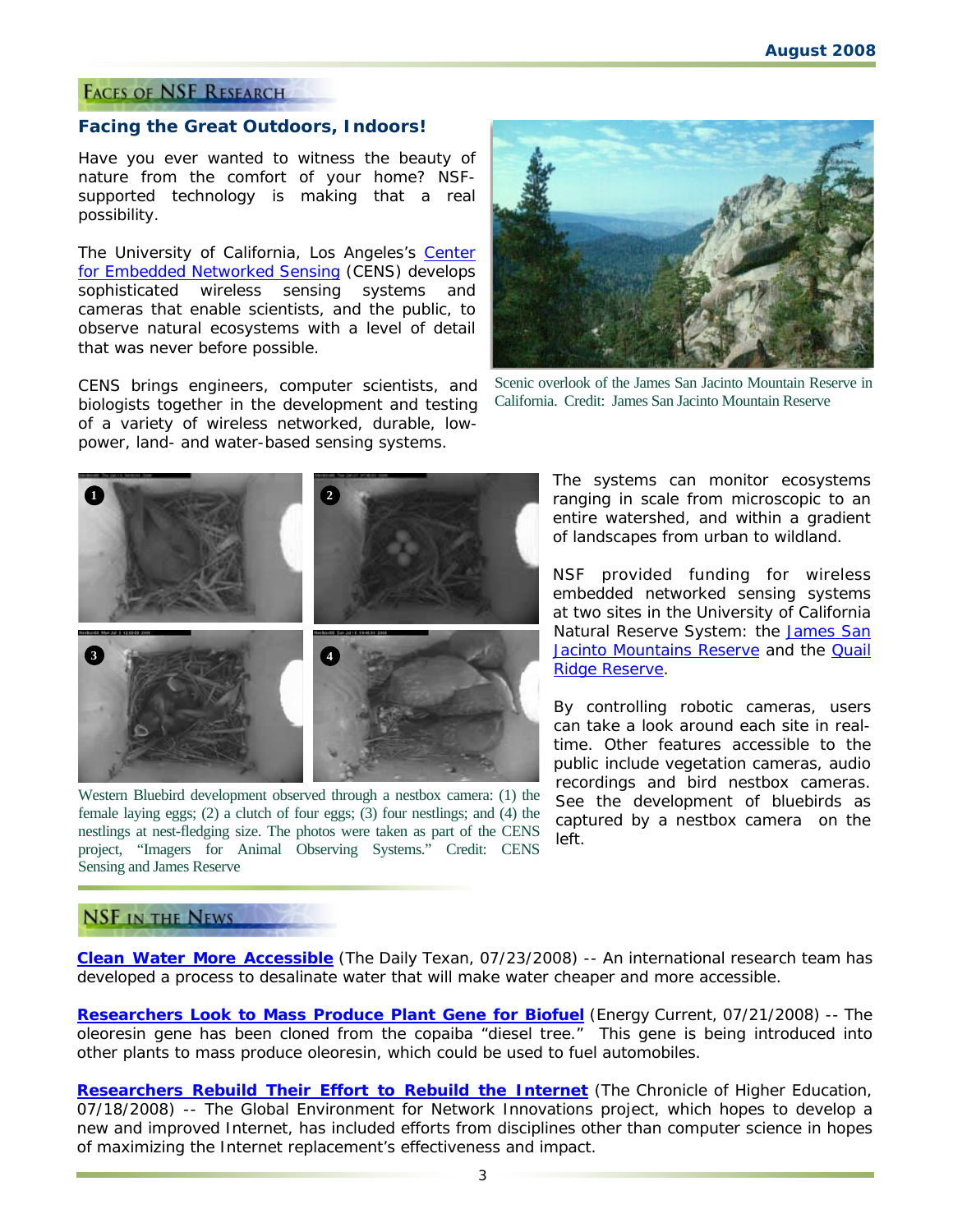## Faces of NSF Research

### Facing the Great Outdoors, Indoors!

Have you ever wanted to witness the beauty of nature from the comfort of your home? NSF-supported technology is making that a real possibility.

The University of California, Los Angeles's Center for Embedded Networked Sensing (CENS) develops sophisticated wireless sensing systems and cameras that enable scientists, and the public, to observe natural ecosystems with a level of detail that was never before possible.

CENS brings engineers, computer scientists, and biologists together in the development and testing of a variety of wireless networked, durable, low-power, land- and water-based sensing systems.

Scenic overlook of the James San Jacinto Mountain Reserve in California. Credit: James San Jacinto Mountain Reserve

The systems can monitor ecosystems ranging in scale from microscopic to an entire watershed, and within a gradient of landscapes from urban to wildland.

NSF provided funding for wireless embedded networked sensing systems at two sites in the University of California Natural Reserve System: the James San Jacinto Mountains Reserve and the Quail Ridge Reserve.

By controlling robotic cameras, users can take a look around each site in real-time. Other features accessible to the public include vegetation cameras, audio recordings and bird nestbox cameras. See the development of bluebirds as captured by a nestbox camera on the left.

Western Bluebird development observed through a nestbox camera: (1) the female laying eggs; (2) a clutch of four eggs; (3) four nestlings; and (4) the nestlings at nest-fledging size. The photos were taken as part of the CENS project, "Imagers for Animal Observing Systems." Credit: CENS Sensing and James Reserve

## NSF in the News

**Clean Water More Accessible** (The Daily Texan, 07/23/2008) -- An international research team has developed a process to desalinate water that will make water cheaper and more accessible.

**Researchers Look to Mass Produce Plant Gene for Biofuel** (Energy Current, 07/21/2008) -- The oleoresin gene has been cloned from the copaiba "diesel tree." This gene is being introduced into other plants to mass produce oleoresin, which could be used to fuel automobiles.

**Researchers Rebuild Their Effort to Rebuild the Internet** (The Chronicle of Higher Education, 07/18/2008) -- The Global Environment for Network Innovations project, which hopes to develop a new and improved Internet, has included efforts from disciplines other than computer science in hopes of maximizing the Internet replacement's effectiveness and impact.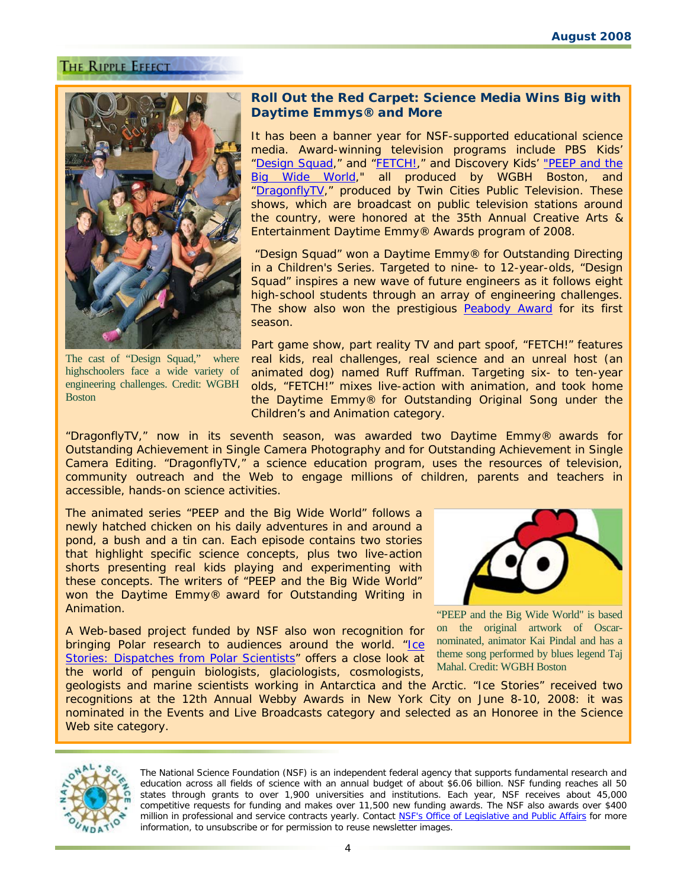## THE RIPPLE EFFECT

### Roll Out the Red Carpet: Science Media Wins Big with Daytime Emmys® and More

It has been a banner year for NSF-supported educational science media. Award-winning television programs include PBS Kids' "Design Squad," and "FETCH!," and Discovery Kids' "PEEP and the Big Wide World," all produced by WGBH Boston, and "DragonflyTV," produced by Twin Cities Public Television. These shows, which are broadcast on public television stations around the country, were honored at the 35th Annual Creative Arts & Entertainment Daytime Emmy® Awards program of 2008.

"Design Squad" won a Daytime Emmy® for Outstanding Directing in a Children's Series. Targeted to nine- to 12-year-olds, "Design Squad" inspires a new wave of future engineers as it follows eight high-school students through an array of engineering challenges. The show also won the prestigious Peabody Award for its first season.

The cast of "Design Squad," where highschoolers face a wide variety of engineering challenges. Credit: WGBH Boston

Part game show, part reality TV and part spoof, "FETCH!" features real kids, real challenges, real science and an unreal host (an animated dog) named Ruff Ruffman. Targeting six- to ten-year olds, "FETCH!" mixes live-action with animation, and took home the Daytime Emmy® for Outstanding Original Song under the Children's and Animation category.

"DragonflyTV," now in its seventh season, was awarded two Daytime Emmy® awards for Outstanding Achievement in Single Camera Photography and for Outstanding Achievement in Single Camera Editing. "DragonflyTV," a science education program, uses the resources of television, community outreach and the Web to engage millions of children, parents and teachers in accessible, hands-on science activities.

The animated series "PEEP and the Big Wide World" follows a newly hatched chicken on his daily adventures in and around a pond, a bush and a tin can. Each episode contains two stories that highlight specific science concepts, plus two live-action shorts presenting real kids playing and experimenting with these concepts. The writers of "PEEP and the Big Wide World" won the Daytime Emmy® award for Outstanding Writing in Animation.

"PEEP and the Big Wide World" is based on the original artwork of Oscar-nominated, animator Kai Pindal and has a theme song performed by blues legend Taj Mahal. Credit: WGBH Boston

A Web-based project funded by NSF also won recognition for bringing Polar research to audiences around the world. "Ice Stories: Dispatches from Polar Scientists" offers a close look at the world of penguin biologists, glaciologists, cosmologists, geologists and marine scientists working in Antarctica and the Arctic. "Ice Stories" received two recognitions at the 12th Annual Webby Awards in New York City on June 8-10, 2008: it was nominated in the Events and Live Broadcasts category and selected as an Honoree in the Science Web site category.

---

The National Science Foundation (NSF) is an independent federal agency that supports fundamental research and education across all fields of science with an annual budget of about $6.06 billion. NSF funding reaches all 50 states through grants to over 1,900 universities and institutions. Each year, NSF receives about 45,000 competitive requests for funding and makes over 11,500 new funding awards. The NSF also awards over $400 million in professional and service contracts yearly. Contact NSF's Office of Legislative and Public Affairs for more information, to unsubscribe or for permission to reuse newsletter images.